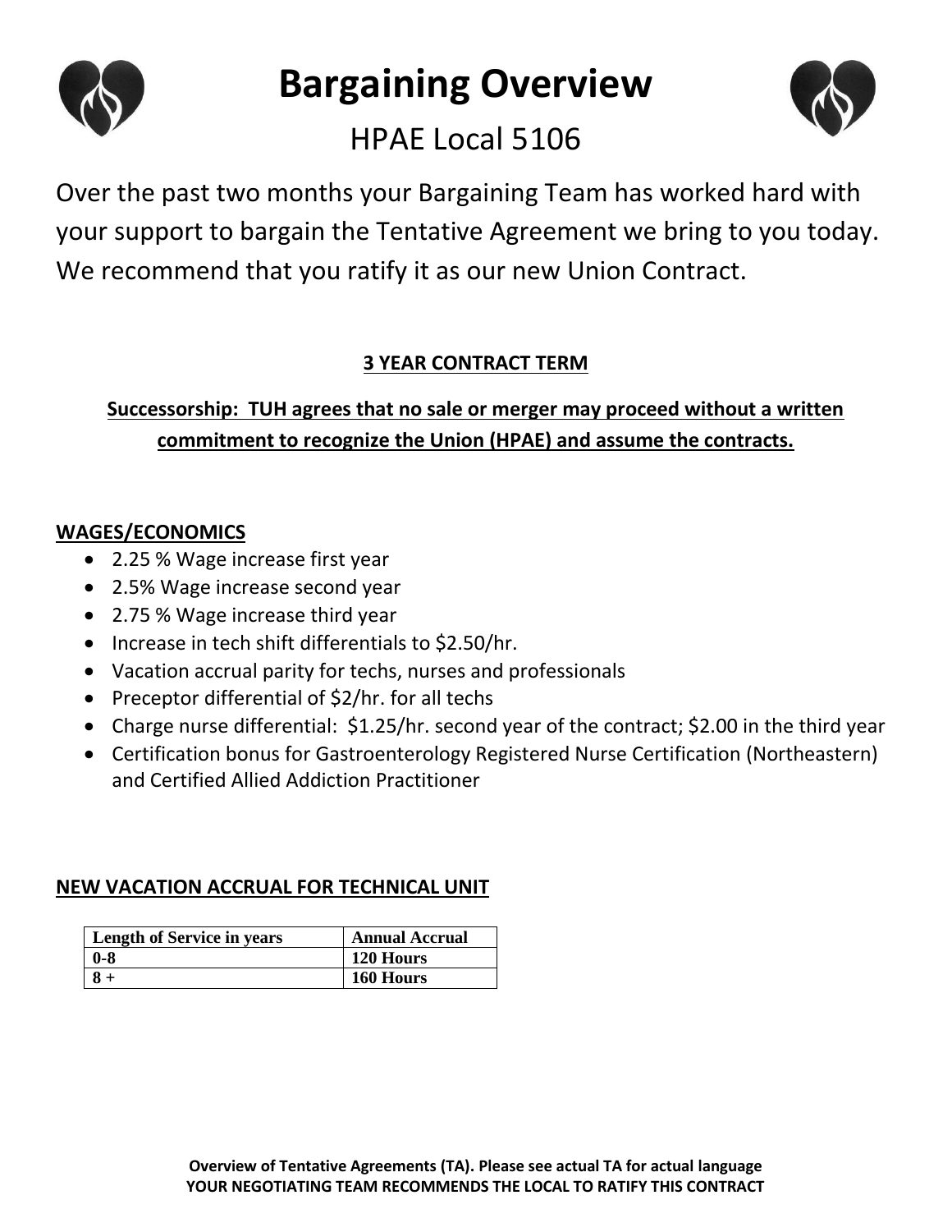# Bargaining Overview

## HPAE Local 5106

Over the past two months your Bargaining Team has worked hard with your support to bargain the Tentative Agreement we bring to you today. We recommend that you ratify it as our new Union Contract.

**3 YEAR CONTRACT TERM**

**Successorship: TUH agrees that no sale or merger may proceed without a written commitment to recognize the Union (HPAE) and assume the contracts.**

### WAGES/ECONOMICS

- 2.25 % Wage increase first year
- 2.5% Wage increase second year
- 2.75 % Wage increase third year
- Increase in tech shift differentials to $2.50/hr.
- Vacation accrual parity for techs, nurses and professionals
- Preceptor differential of $2/hr. for all techs
- Charge nurse differential: $1.25/hr. second year of the contract; $2.00 in the third year
- Certification bonus for Gastroenterology Registered Nurse Certification (Northeastern) and Certified Allied Addiction Practitioner

### NEW VACATION ACCRUAL FOR TECHNICAL UNIT

| Length of Service in years | Annual Accrual |
|---|---|
| 0-8 | 120 Hours |
| 8 + | 160 Hours |

**Overview of Tentative Agreements (TA). Please see actual TA for actual language**
**YOUR NEGOTIATING TEAM RECOMMENDS THE LOCAL TO RATIFY THIS CONTRACT**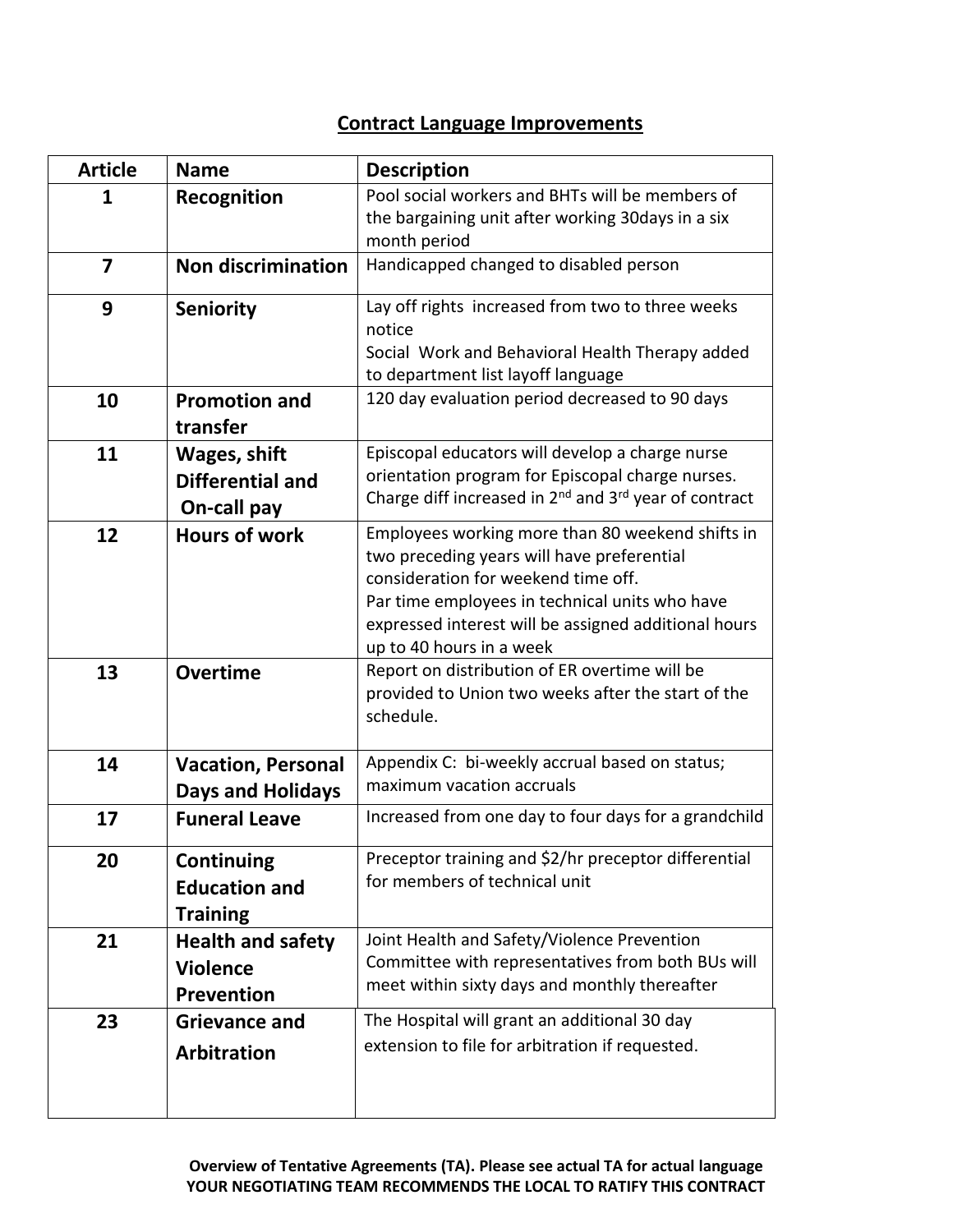## Contract Language Improvements

| Article | Name | Description |
|---|---|---|
| 1 | **Recognition** | Pool social workers and BHTs will be members of the bargaining unit after working 30days in a six month period |
| 7 | **Non discrimination** | Handicapped changed to disabled person |
| 9 | **Seniority** | Lay off rights increased from two to three weeks notice<br>Social Work and Behavioral Health Therapy added to department list layoff language |
| 10 | **Promotion and transfer** | 120 day evaluation period decreased to 90 days |
| 11 | **Wages, shift Differential and On-call pay** | Episcopal educators will develop a charge nurse orientation program for Episcopal charge nurses. Charge diff increased in 2nd and 3rd year of contract |
| 12 | **Hours of work** | Employees working more than 80 weekend shifts in two preceding years will have preferential consideration for weekend time off.<br>Par time employees in technical units who have expressed interest will be assigned additional hours up to 40 hours in a week |
| 13 | **Overtime** | Report on distribution of ER overtime will be provided to Union two weeks after the start of the schedule. |
| 14 | **Vacation, Personal Days and Holidays** | Appendix C: bi-weekly accrual based on status; maximum vacation accruals |
| 17 | **Funeral Leave** | Increased from one day to four days for a grandchild |
| 20 | **Continuing Education and Training** | Preceptor training and $2/hr preceptor differential for members of technical unit |
| 21 | **Health and safety Violence Prevention** | Joint Health and Safety/Violence Prevention Committee with representatives from both BUs will meet within sixty days and monthly thereafter |
| 23 | **Grievance and Arbitration** | The Hospital will grant an additional 30 day extension to file for arbitration if requested. |

**Overview of Tentative Agreements (TA). Please see actual TA for actual language**
**YOUR NEGOTIATING TEAM RECOMMENDS THE LOCAL TO RATIFY THIS CONTRACT**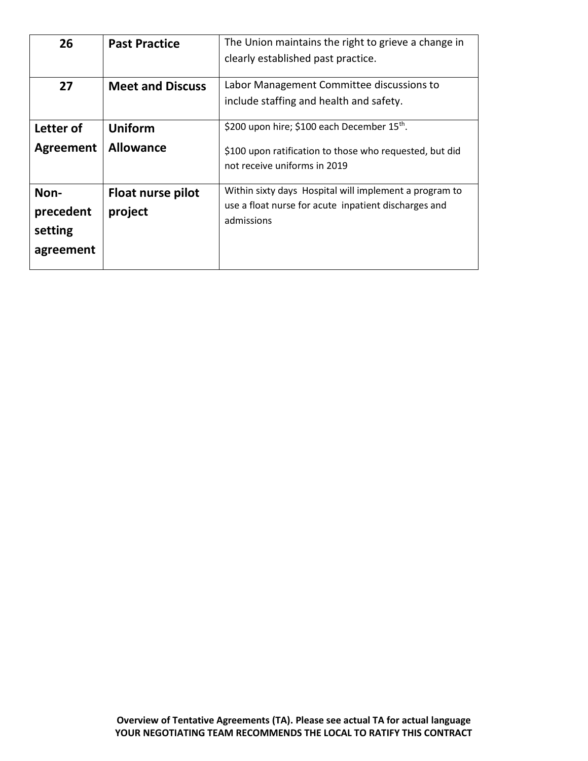| | | |
|---|---|---|
| **26** | **Past Practice** | The Union maintains the right to grieve a change in clearly established past practice. |
| **27** | **Meet and Discuss** | Labor Management Committee discussions to include staffing and health and safety. |
| **Letter of Agreement** | **Uniform Allowance** | \$200 upon hire; \$100 each December 15th.<br><br>\$100 upon ratification to those who requested, but did not receive uniforms in 2019 |
| **Non-precedent setting agreement** | **Float nurse pilot project** | Within sixty days Hospital will implement a program to use a float nurse for acute inpatient discharges and admissions |

**Overview of Tentative Agreements (TA). Please see actual TA for actual language**
**YOUR NEGOTIATING TEAM RECOMMENDS THE LOCAL TO RATIFY THIS CONTRACT**